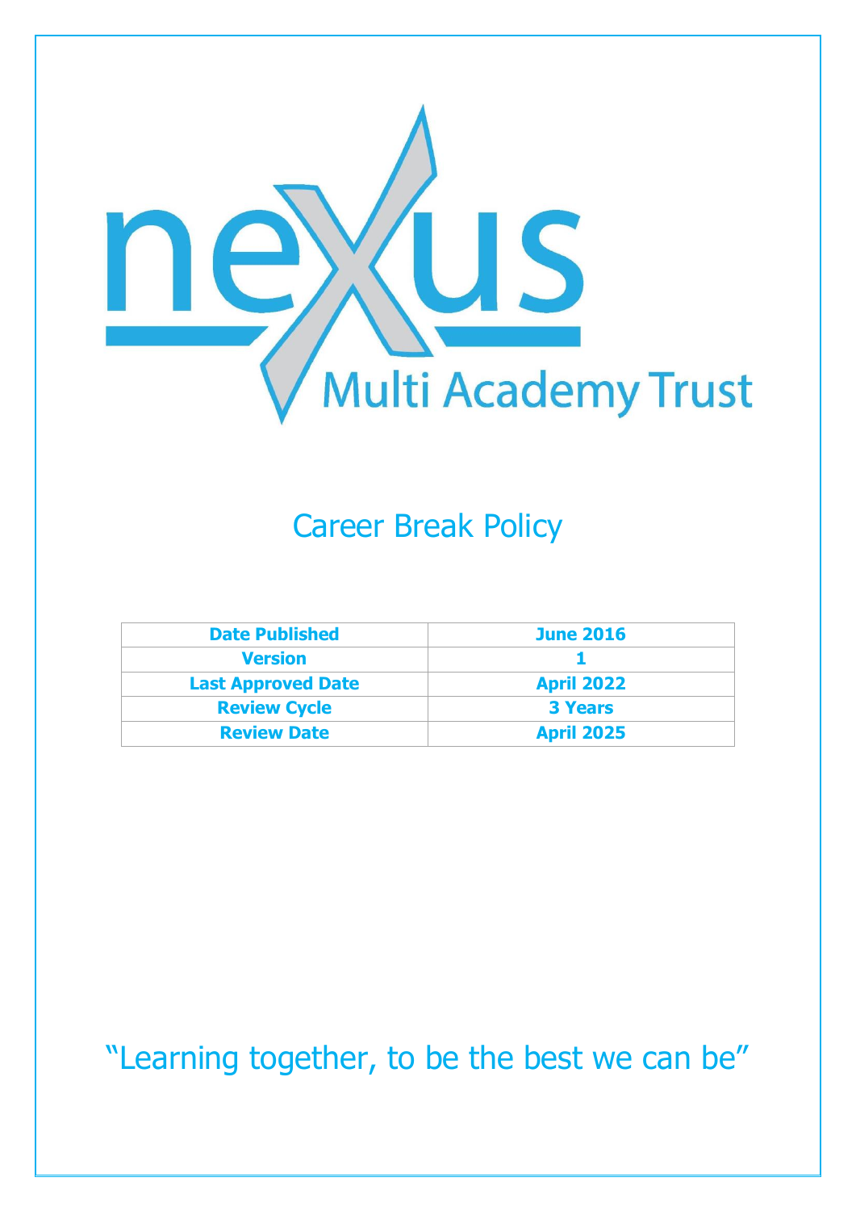nexus Multi Academy Trust

# Career Break Policy

| Date Published | June 2016 |
| --- | --- |
| Version | 1 |
| Last Approved Date | April 2022 |
| Review Cycle | 3 Years |
| Review Date | April 2025 |

"Learning together, to be the best we can be"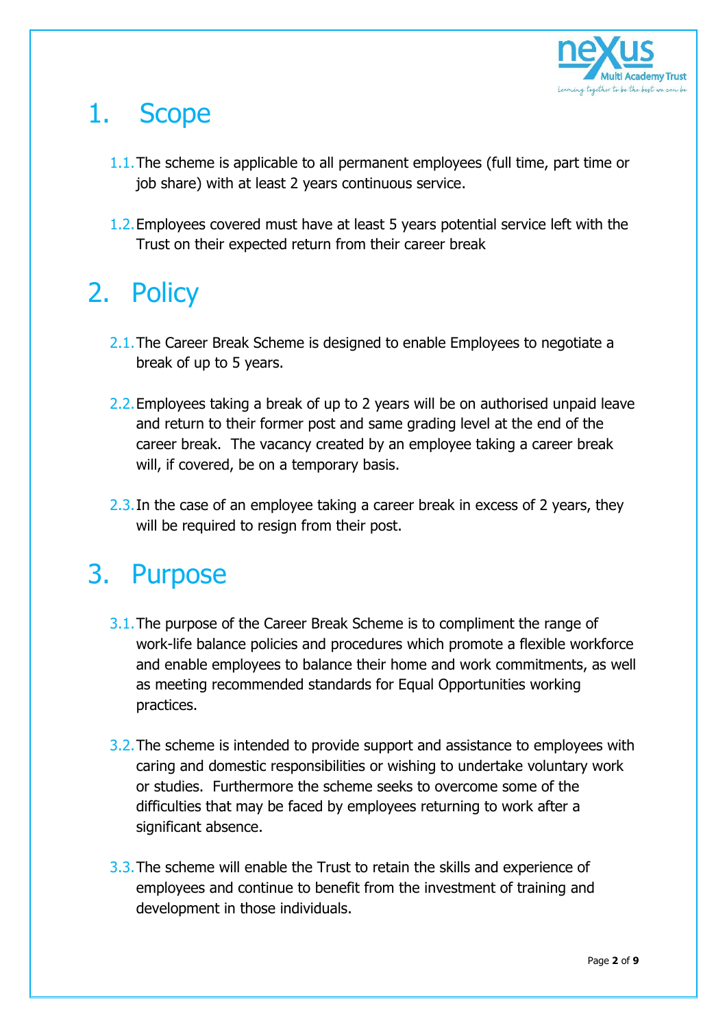# 1. Scope

1.1. The scheme is applicable to all permanent employees (full time, part time or job share) with at least 2 years continuous service.

1.2. Employees covered must have at least 5 years potential service left with the Trust on their expected return from their career break

# 2. Policy

2.1. The Career Break Scheme is designed to enable Employees to negotiate a break of up to 5 years.

2.2. Employees taking a break of up to 2 years will be on authorised unpaid leave and return to their former post and same grading level at the end of the career break. The vacancy created by an employee taking a career break will, if covered, be on a temporary basis.

2.3. In the case of an employee taking a career break in excess of 2 years, they will be required to resign from their post.

# 3. Purpose

3.1. The purpose of the Career Break Scheme is to compliment the range of work-life balance policies and procedures which promote a flexible workforce and enable employees to balance their home and work commitments, as well as meeting recommended standards for Equal Opportunities working practices.

3.2. The scheme is intended to provide support and assistance to employees with caring and domestic responsibilities or wishing to undertake voluntary work or studies. Furthermore the scheme seeks to overcome some of the difficulties that may be faced by employees returning to work after a significant absence.

3.3. The scheme will enable the Trust to retain the skills and experience of employees and continue to benefit from the investment of training and development in those individuals.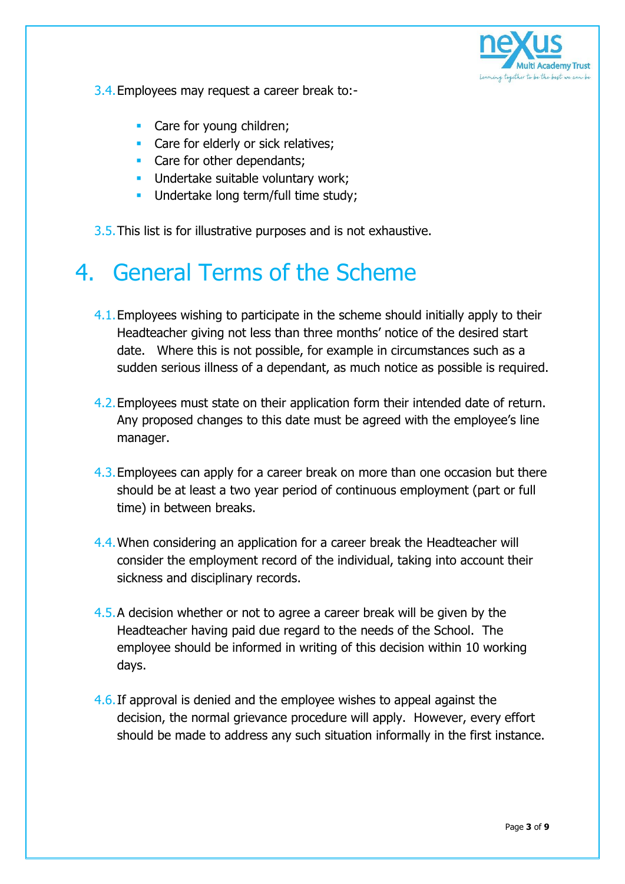3.4. Employees may request a career break to:-

- Care for young children;
- Care for elderly or sick relatives;
- Care for other dependants;
- Undertake suitable voluntary work;
- Undertake long term/full time study;

3.5. This list is for illustrative purposes and is not exhaustive.

# 4. General Terms of the Scheme

4.1. Employees wishing to participate in the scheme should initially apply to their Headteacher giving not less than three months' notice of the desired start date. Where this is not possible, for example in circumstances such as a sudden serious illness of a dependant, as much notice as possible is required.

4.2. Employees must state on their application form their intended date of return. Any proposed changes to this date must be agreed with the employee's line manager.

4.3. Employees can apply for a career break on more than one occasion but there should be at least a two year period of continuous employment (part or full time) in between breaks.

4.4. When considering an application for a career break the Headteacher will consider the employment record of the individual, taking into account their sickness and disciplinary records.

4.5. A decision whether or not to agree a career break will be given by the Headteacher having paid due regard to the needs of the School. The employee should be informed in writing of this decision within 10 working days.

4.6. If approval is denied and the employee wishes to appeal against the decision, the normal grievance procedure will apply. However, every effort should be made to address any such situation informally in the first instance.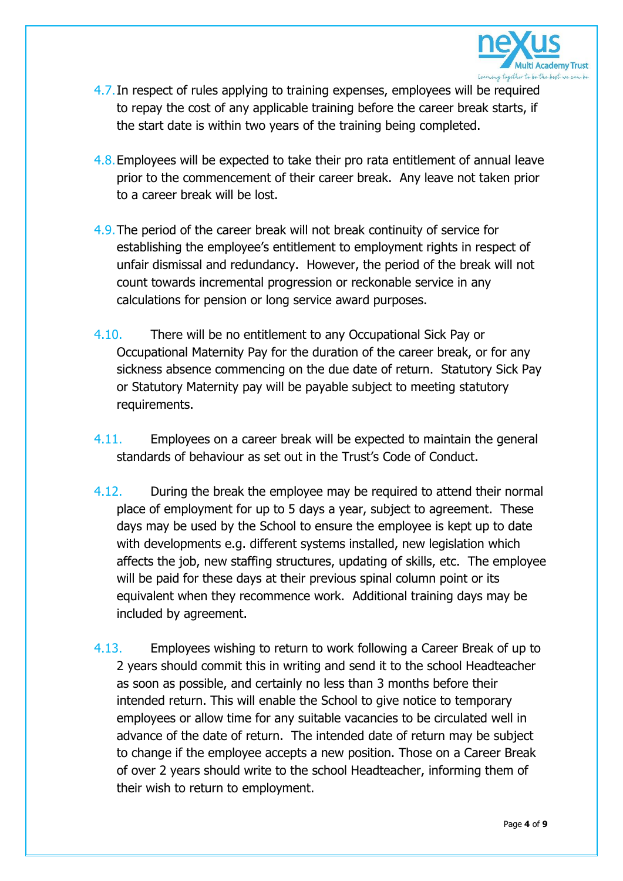4.7. In respect of rules applying to training expenses, employees will be required to repay the cost of any applicable training before the career break starts, if the start date is within two years of the training being completed.

4.8. Employees will be expected to take their pro rata entitlement of annual leave prior to the commencement of their career break. Any leave not taken prior to a career break will be lost.

4.9. The period of the career break will not break continuity of service for establishing the employee's entitlement to employment rights in respect of unfair dismissal and redundancy. However, the period of the break will not count towards incremental progression or reckonable service in any calculations for pension or long service award purposes.

4.10. There will be no entitlement to any Occupational Sick Pay or Occupational Maternity Pay for the duration of the career break, or for any sickness absence commencing on the due date of return. Statutory Sick Pay or Statutory Maternity pay will be payable subject to meeting statutory requirements.

4.11. Employees on a career break will be expected to maintain the general standards of behaviour as set out in the Trust's Code of Conduct.

4.12. During the break the employee may be required to attend their normal place of employment for up to 5 days a year, subject to agreement. These days may be used by the School to ensure the employee is kept up to date with developments e.g. different systems installed, new legislation which affects the job, new staffing structures, updating of skills, etc. The employee will be paid for these days at their previous spinal column point or its equivalent when they recommence work. Additional training days may be included by agreement.

4.13. Employees wishing to return to work following a Career Break of up to 2 years should commit this in writing and send it to the school Headteacher as soon as possible, and certainly no less than 3 months before their intended return. This will enable the School to give notice to temporary employees or allow time for any suitable vacancies to be circulated well in advance of the date of return. The intended date of return may be subject to change if the employee accepts a new position. Those on a Career Break of over 2 years should write to the school Headteacher, informing them of their wish to return to employment.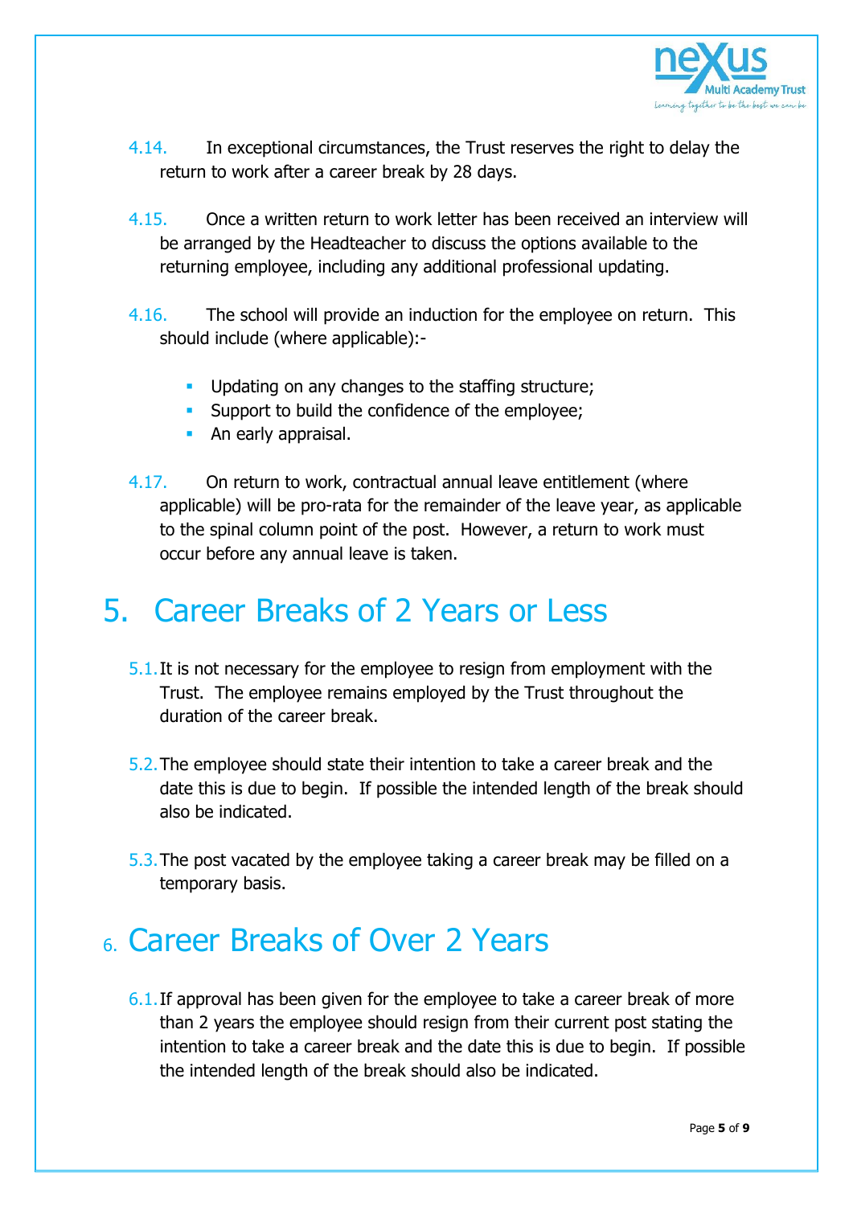4.14. In exceptional circumstances, the Trust reserves the right to delay the return to work after a career break by 28 days.

4.15. Once a written return to work letter has been received an interview will be arranged by the Headteacher to discuss the options available to the returning employee, including any additional professional updating.

4.16. The school will provide an induction for the employee on return. This should include (where applicable):-

- Updating on any changes to the staffing structure;
- Support to build the confidence of the employee;
- An early appraisal.

4.17. On return to work, contractual annual leave entitlement (where applicable) will be pro-rata for the remainder of the leave year, as applicable to the spinal column point of the post. However, a return to work must occur before any annual leave is taken.

# 5. Career Breaks of 2 Years or Less

5.1. It is not necessary for the employee to resign from employment with the Trust. The employee remains employed by the Trust throughout the duration of the career break.

5.2. The employee should state their intention to take a career break and the date this is due to begin. If possible the intended length of the break should also be indicated.

5.3. The post vacated by the employee taking a career break may be filled on a temporary basis.

# 6. Career Breaks of Over 2 Years

6.1. If approval has been given for the employee to take a career break of more than 2 years the employee should resign from their current post stating the intention to take a career break and the date this is due to begin. If possible the intended length of the break should also be indicated.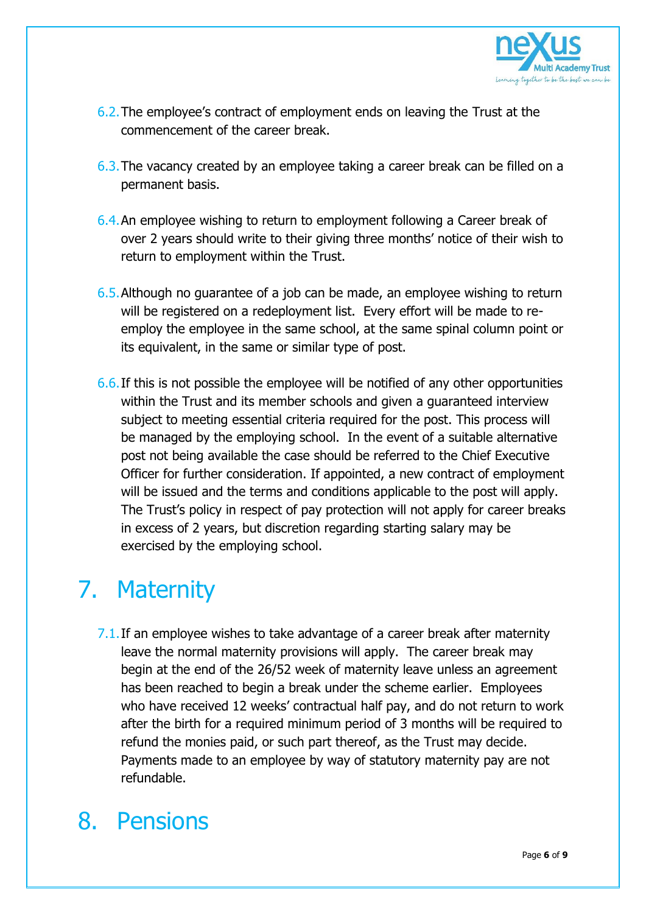6.2. The employee's contract of employment ends on leaving the Trust at the commencement of the career break.

6.3. The vacancy created by an employee taking a career break can be filled on a permanent basis.

6.4. An employee wishing to return to employment following a Career break of over 2 years should write to their giving three months' notice of their wish to return to employment within the Trust.

6.5. Although no guarantee of a job can be made, an employee wishing to return will be registered on a redeployment list. Every effort will be made to re-employ the employee in the same school, at the same spinal column point or its equivalent, in the same or similar type of post.

6.6. If this is not possible the employee will be notified of any other opportunities within the Trust and its member schools and given a guaranteed interview subject to meeting essential criteria required for the post. This process will be managed by the employing school. In the event of a suitable alternative post not being available the case should be referred to the Chief Executive Officer for further consideration. If appointed, a new contract of employment will be issued and the terms and conditions applicable to the post will apply. The Trust's policy in respect of pay protection will not apply for career breaks in excess of 2 years, but discretion regarding starting salary may be exercised by the employing school.

# 7. Maternity

7.1. If an employee wishes to take advantage of a career break after maternity leave the normal maternity provisions will apply. The career break may begin at the end of the 26/52 week of maternity leave unless an agreement has been reached to begin a break under the scheme earlier. Employees who have received 12 weeks' contractual half pay, and do not return to work after the birth for a required minimum period of 3 months will be required to refund the monies paid, or such part thereof, as the Trust may decide. Payments made to an employee by way of statutory maternity pay are not refundable.

# 8. Pensions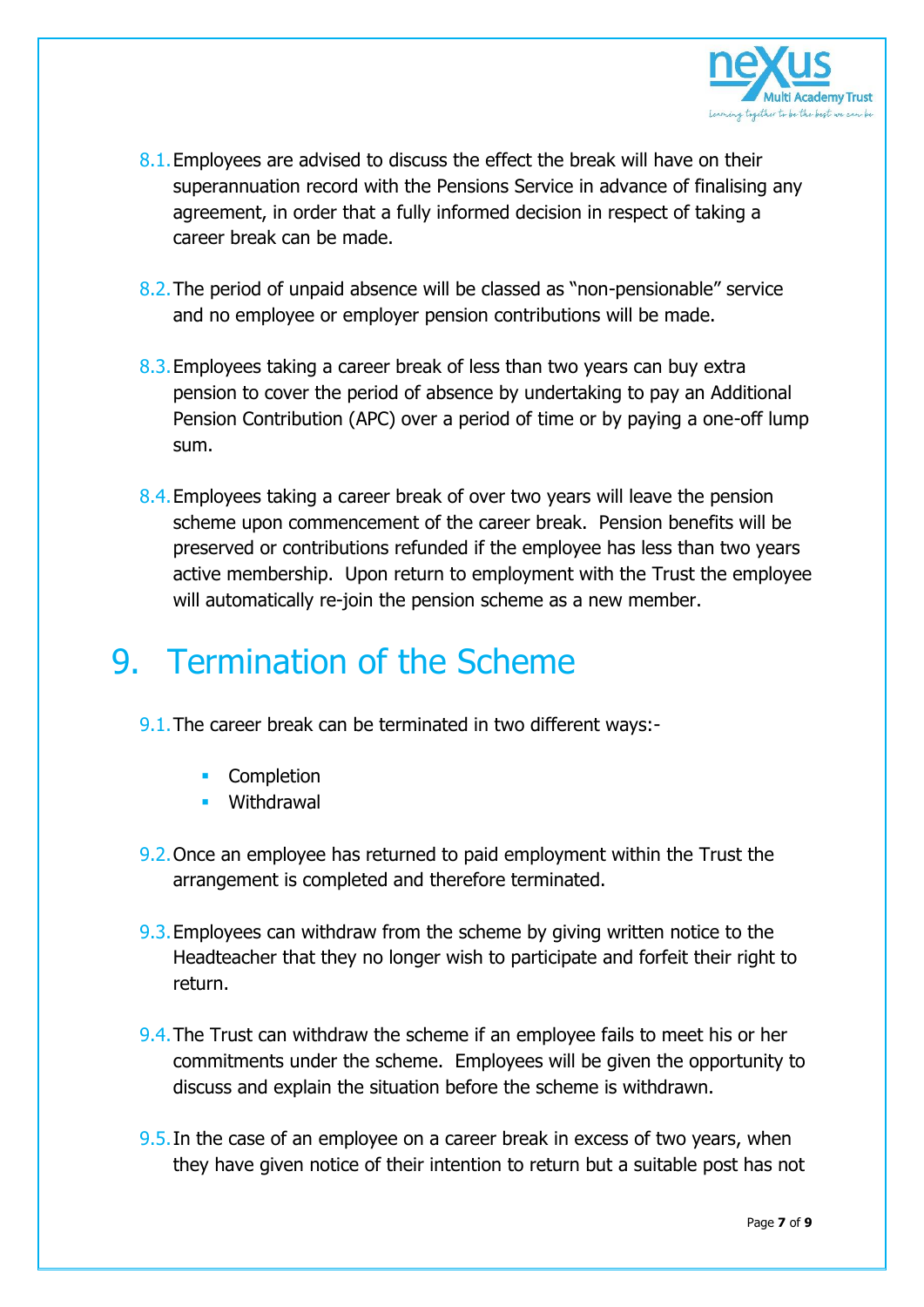8.1. Employees are advised to discuss the effect the break will have on their superannuation record with the Pensions Service in advance of finalising any agreement, in order that a fully informed decision in respect of taking a career break can be made.

8.2. The period of unpaid absence will be classed as "non-pensionable" service and no employee or employer pension contributions will be made.

8.3. Employees taking a career break of less than two years can buy extra pension to cover the period of absence by undertaking to pay an Additional Pension Contribution (APC) over a period of time or by paying a one-off lump sum.

8.4. Employees taking a career break of over two years will leave the pension scheme upon commencement of the career break. Pension benefits will be preserved or contributions refunded if the employee has less than two years active membership. Upon return to employment with the Trust the employee will automatically re-join the pension scheme as a new member.

# 9. Termination of the Scheme

9.1. The career break can be terminated in two different ways:-

- Completion
- Withdrawal

9.2. Once an employee has returned to paid employment within the Trust the arrangement is completed and therefore terminated.

9.3. Employees can withdraw from the scheme by giving written notice to the Headteacher that they no longer wish to participate and forfeit their right to return.

9.4. The Trust can withdraw the scheme if an employee fails to meet his or her commitments under the scheme. Employees will be given the opportunity to discuss and explain the situation before the scheme is withdrawn.

9.5. In the case of an employee on a career break in excess of two years, when they have given notice of their intention to return but a suitable post has not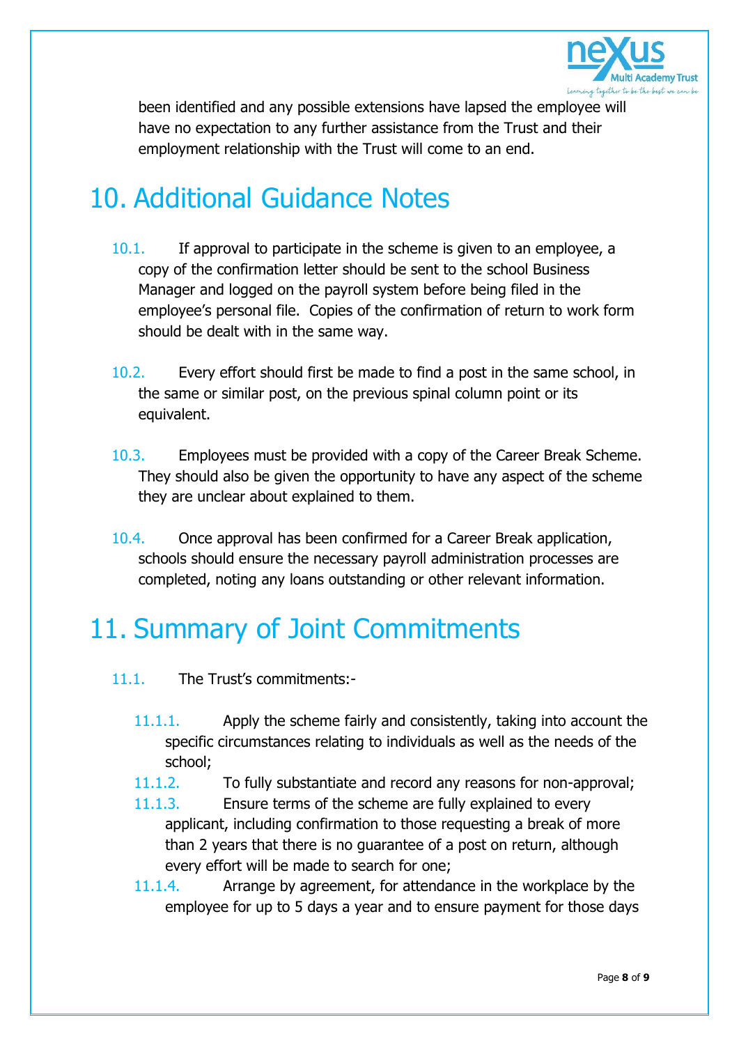been identified and any possible extensions have lapsed the employee will have no expectation to any further assistance from the Trust and their employment relationship with the Trust will come to an end.

# 10. Additional Guidance Notes

10.1. If approval to participate in the scheme is given to an employee, a copy of the confirmation letter should be sent to the school Business Manager and logged on the payroll system before being filed in the employee's personal file. Copies of the confirmation of return to work form should be dealt with in the same way.

10.2. Every effort should first be made to find a post in the same school, in the same or similar post, on the previous spinal column point or its equivalent.

10.3. Employees must be provided with a copy of the Career Break Scheme. They should also be given the opportunity to have any aspect of the scheme they are unclear about explained to them.

10.4. Once approval has been confirmed for a Career Break application, schools should ensure the necessary payroll administration processes are completed, noting any loans outstanding or other relevant information.

# 11. Summary of Joint Commitments

11.1. The Trust's commitments:-

11.1.1. Apply the scheme fairly and consistently, taking into account the specific circumstances relating to individuals as well as the needs of the school;

11.1.2. To fully substantiate and record any reasons for non-approval;

11.1.3. Ensure terms of the scheme are fully explained to every applicant, including confirmation to those requesting a break of more than 2 years that there is no guarantee of a post on return, although every effort will be made to search for one;

11.1.4. Arrange by agreement, for attendance in the workplace by the employee for up to 5 days a year and to ensure payment for those days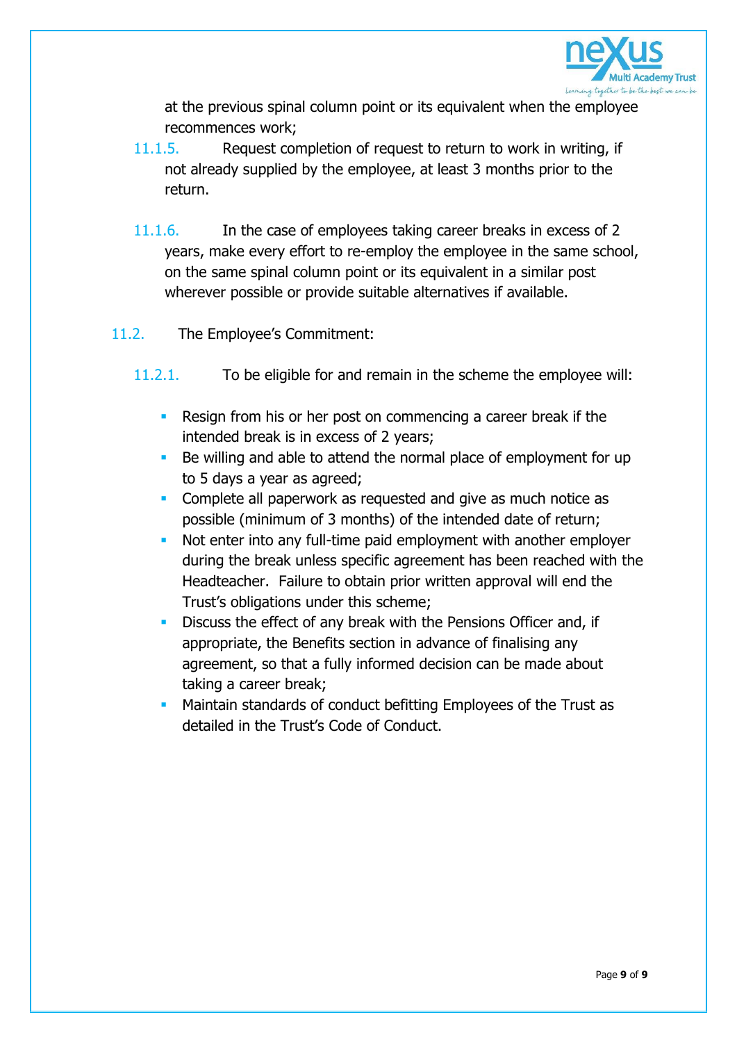at the previous spinal column point or its equivalent when the employee recommences work;

11.1.5. Request completion of request to return to work in writing, if not already supplied by the employee, at least 3 months prior to the return.

11.1.6. In the case of employees taking career breaks in excess of 2 years, make every effort to re-employ the employee in the same school, on the same spinal column point or its equivalent in a similar post wherever possible or provide suitable alternatives if available.

11.2. The Employee's Commitment:

11.2.1. To be eligible for and remain in the scheme the employee will:

- Resign from his or her post on commencing a career break if the intended break is in excess of 2 years;
- Be willing and able to attend the normal place of employment for up to 5 days a year as agreed;
- Complete all paperwork as requested and give as much notice as possible (minimum of 3 months) of the intended date of return;
- Not enter into any full-time paid employment with another employer during the break unless specific agreement has been reached with the Headteacher. Failure to obtain prior written approval will end the Trust's obligations under this scheme;
- Discuss the effect of any break with the Pensions Officer and, if appropriate, the Benefits section in advance of finalising any agreement, so that a fully informed decision can be made about taking a career break;
- Maintain standards of conduct befitting Employees of the Trust as detailed in the Trust's Code of Conduct.